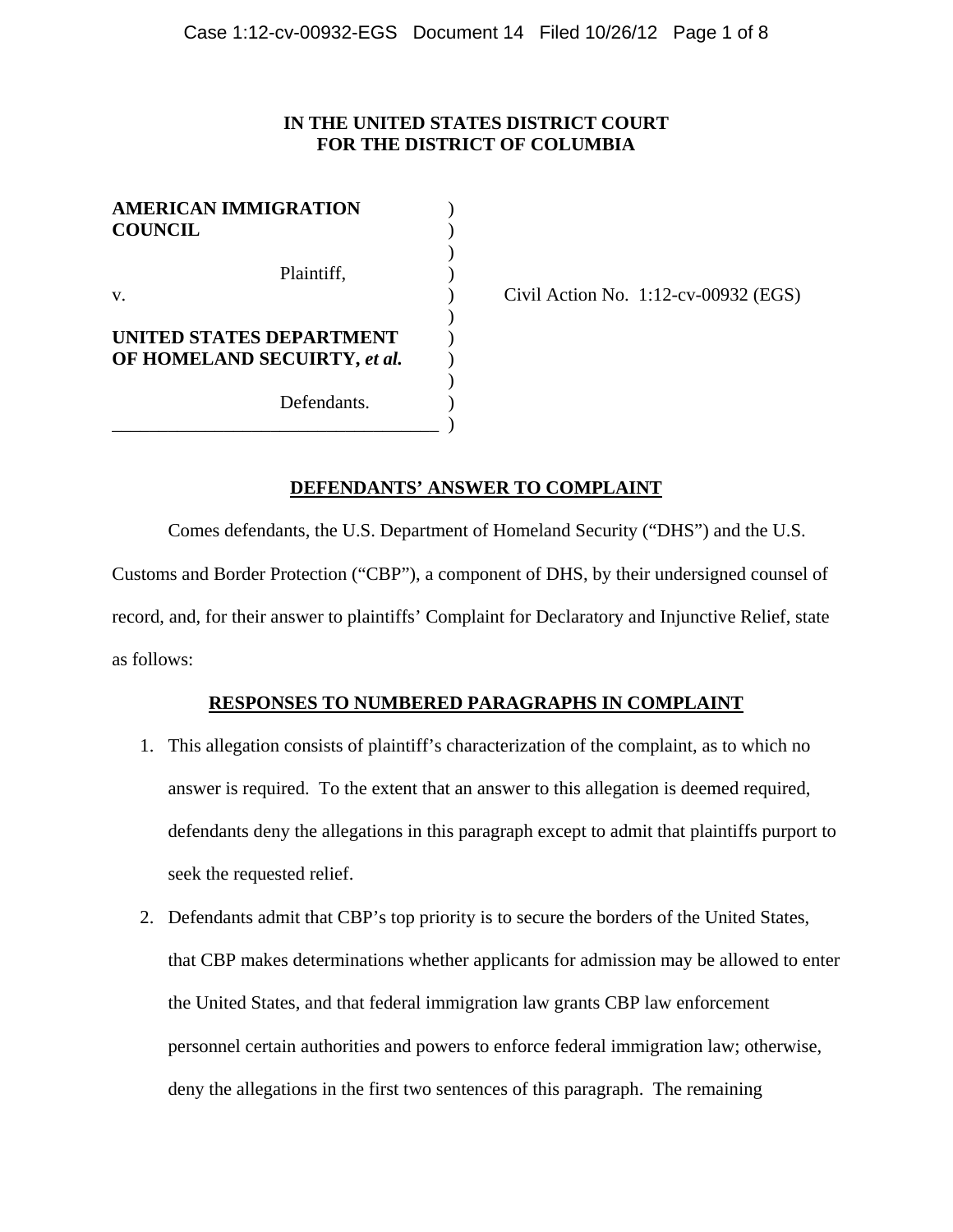**IN THE UNITED STATES DISTRICT COURT**
**FOR THE DISTRICT OF COLUMBIA**

| | | |
|---|---|---|
| **AMERICAN IMMIGRATION COUNCIL** | ) | |
| Plaintiff, | ) | |
| v. | ) | Civil Action No. 1:12-cv-00932 (EGS) |
| **UNITED STATES DEPARTMENT OF HOMELAND SECUIRTY,** ***et al.*** | ) | |
| Defendants. | ) | |

## DEFENDANTS' ANSWER TO COMPLAINT

Comes defendants, the U.S. Department of Homeland Security ("DHS") and the U.S. Customs and Border Protection ("CBP"), a component of DHS, by their undersigned counsel of record, and, for their answer to plaintiffs' Complaint for Declaratory and Injunctive Relief, state as follows:

## RESPONSES TO NUMBERED PARAGRAPHS IN COMPLAINT

1. This allegation consists of plaintiff's characterization of the complaint, as to which no answer is required. To the extent that an answer to this allegation is deemed required, defendants deny the allegations in this paragraph except to admit that plaintiffs purport to seek the requested relief.

2. Defendants admit that CBP's top priority is to secure the borders of the United States, that CBP makes determinations whether applicants for admission may be allowed to enter the United States, and that federal immigration law grants CBP law enforcement personnel certain authorities and powers to enforce federal immigration law; otherwise, deny the allegations in the first two sentences of this paragraph. The remaining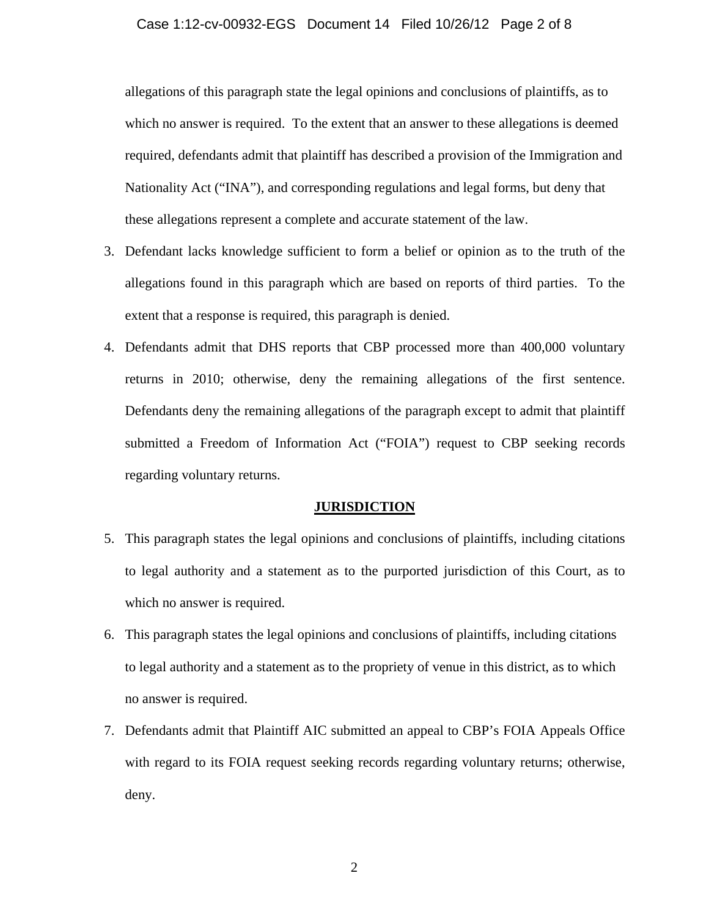allegations of this paragraph state the legal opinions and conclusions of plaintiffs, as to which no answer is required. To the extent that an answer to these allegations is deemed required, defendants admit that plaintiff has described a provision of the Immigration and Nationality Act ("INA"), and corresponding regulations and legal forms, but deny that these allegations represent a complete and accurate statement of the law.

3. Defendant lacks knowledge sufficient to form a belief or opinion as to the truth of the allegations found in this paragraph which are based on reports of third parties. To the extent that a response is required, this paragraph is denied.

4. Defendants admit that DHS reports that CBP processed more than 400,000 voluntary returns in 2010; otherwise, deny the remaining allegations of the first sentence. Defendants deny the remaining allegations of the paragraph except to admit that plaintiff submitted a Freedom of Information Act ("FOIA") request to CBP seeking records regarding voluntary returns.

## JURISDICTION

5. This paragraph states the legal opinions and conclusions of plaintiffs, including citations to legal authority and a statement as to the purported jurisdiction of this Court, as to which no answer is required.

6. This paragraph states the legal opinions and conclusions of plaintiffs, including citations to legal authority and a statement as to the propriety of venue in this district, as to which no answer is required.

7. Defendants admit that Plaintiff AIC submitted an appeal to CBP's FOIA Appeals Office with regard to its FOIA request seeking records regarding voluntary returns; otherwise, deny.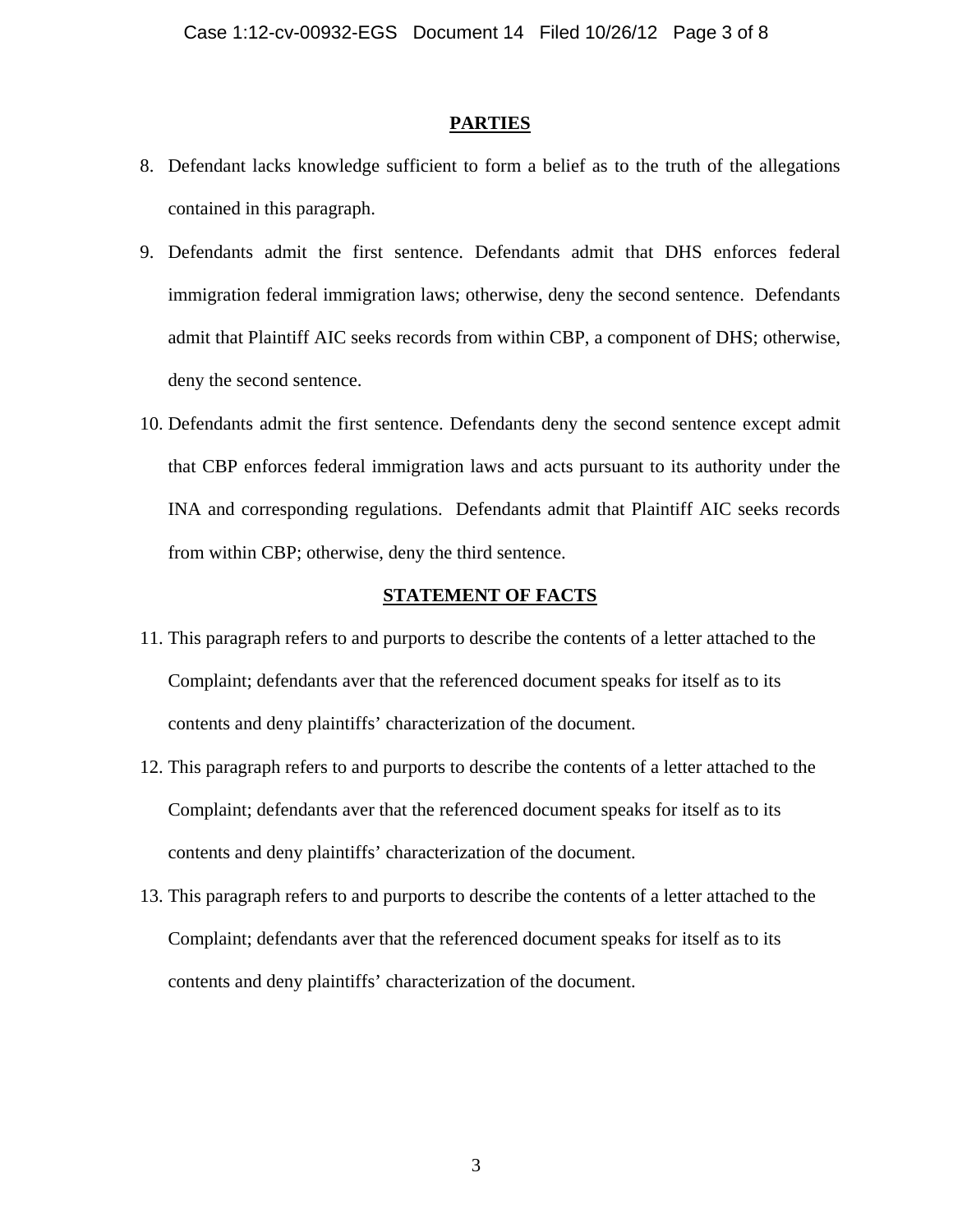## PARTIES

8. Defendant lacks knowledge sufficient to form a belief as to the truth of the allegations contained in this paragraph.

9. Defendants admit the first sentence. Defendants admit that DHS enforces federal immigration federal immigration laws; otherwise, deny the second sentence. Defendants admit that Plaintiff AIC seeks records from within CBP, a component of DHS; otherwise, deny the second sentence.

10. Defendants admit the first sentence. Defendants deny the second sentence except admit that CBP enforces federal immigration laws and acts pursuant to its authority under the INA and corresponding regulations. Defendants admit that Plaintiff AIC seeks records from within CBP; otherwise, deny the third sentence.

## STATEMENT OF FACTS

11. This paragraph refers to and purports to describe the contents of a letter attached to the Complaint; defendants aver that the referenced document speaks for itself as to its contents and deny plaintiffs' characterization of the document.

12. This paragraph refers to and purports to describe the contents of a letter attached to the Complaint; defendants aver that the referenced document speaks for itself as to its contents and deny plaintiffs' characterization of the document.

13. This paragraph refers to and purports to describe the contents of a letter attached to the Complaint; defendants aver that the referenced document speaks for itself as to its contents and deny plaintiffs' characterization of the document.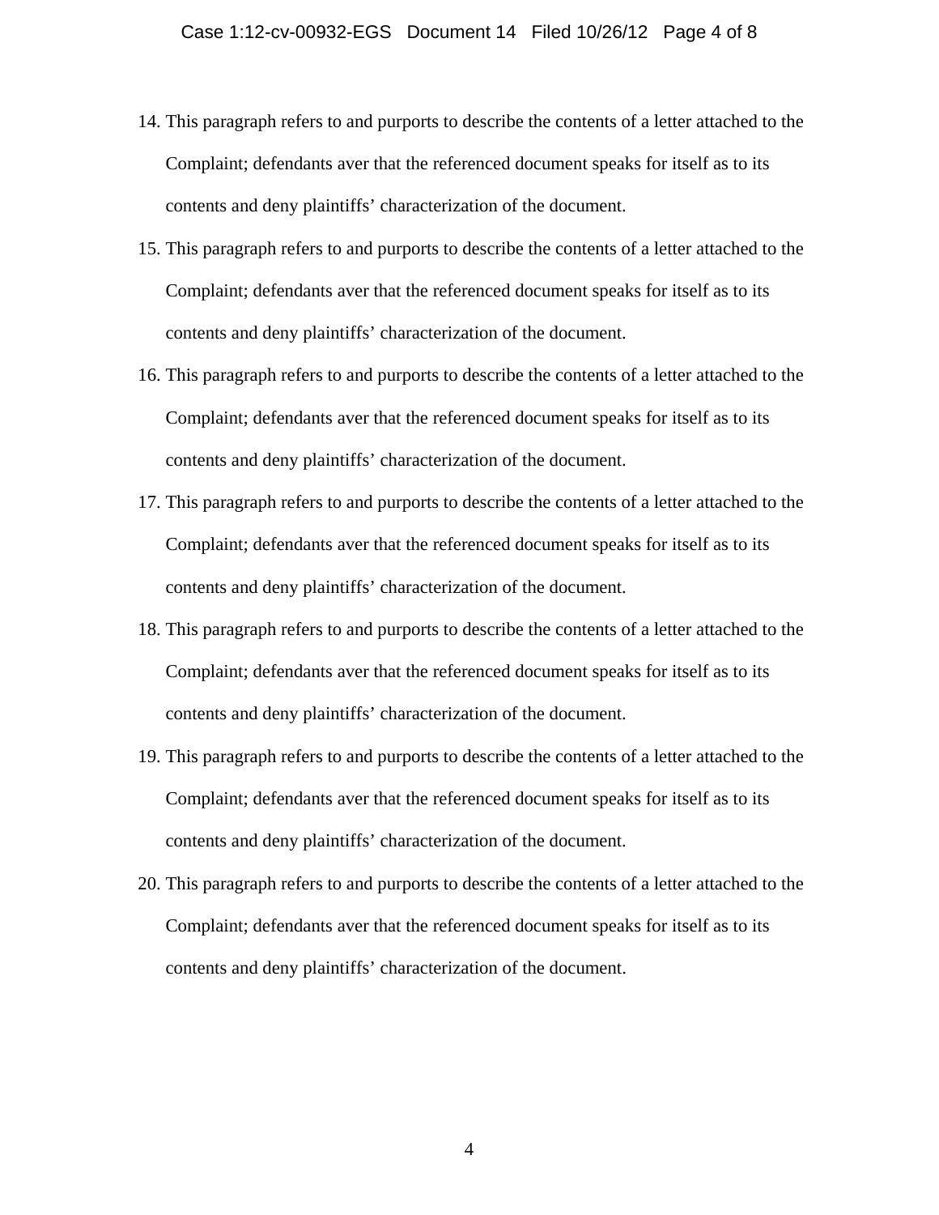14. This paragraph refers to and purports to describe the contents of a letter attached to the Complaint; defendants aver that the referenced document speaks for itself as to its contents and deny plaintiffs' characterization of the document.
15. This paragraph refers to and purports to describe the contents of a letter attached to the Complaint; defendants aver that the referenced document speaks for itself as to its contents and deny plaintiffs' characterization of the document.
16. This paragraph refers to and purports to describe the contents of a letter attached to the Complaint; defendants aver that the referenced document speaks for itself as to its contents and deny plaintiffs' characterization of the document.
17. This paragraph refers to and purports to describe the contents of a letter attached to the Complaint; defendants aver that the referenced document speaks for itself as to its contents and deny plaintiffs' characterization of the document.
18. This paragraph refers to and purports to describe the contents of a letter attached to the Complaint; defendants aver that the referenced document speaks for itself as to its contents and deny plaintiffs' characterization of the document.
19. This paragraph refers to and purports to describe the contents of a letter attached to the Complaint; defendants aver that the referenced document speaks for itself as to its contents and deny plaintiffs' characterization of the document.
20. This paragraph refers to and purports to describe the contents of a letter attached to the Complaint; defendants aver that the referenced document speaks for itself as to its contents and deny plaintiffs' characterization of the document.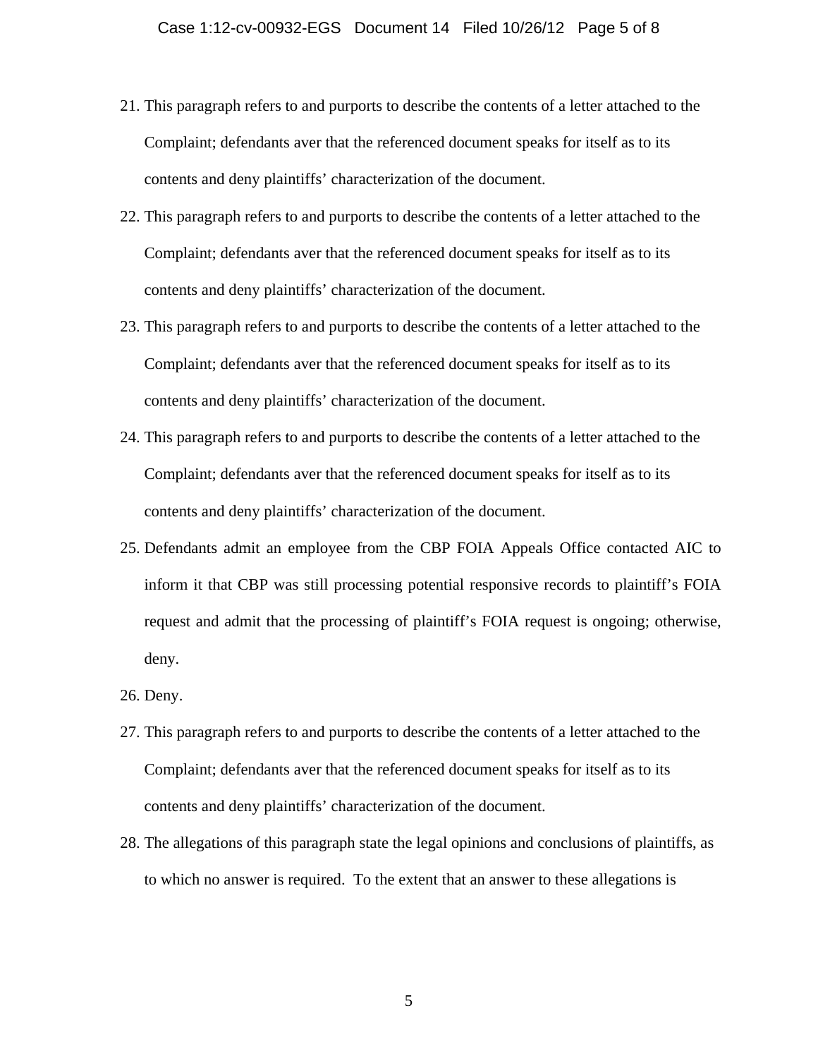21. This paragraph refers to and purports to describe the contents of a letter attached to the Complaint; defendants aver that the referenced document speaks for itself as to its contents and deny plaintiffs' characterization of the document.

22. This paragraph refers to and purports to describe the contents of a letter attached to the Complaint; defendants aver that the referenced document speaks for itself as to its contents and deny plaintiffs' characterization of the document.

23. This paragraph refers to and purports to describe the contents of a letter attached to the Complaint; defendants aver that the referenced document speaks for itself as to its contents and deny plaintiffs' characterization of the document.

24. This paragraph refers to and purports to describe the contents of a letter attached to the Complaint; defendants aver that the referenced document speaks for itself as to its contents and deny plaintiffs' characterization of the document.

25. Defendants admit an employee from the CBP FOIA Appeals Office contacted AIC to inform it that CBP was still processing potential responsive records to plaintiff's FOIA request and admit that the processing of plaintiff's FOIA request is ongoing; otherwise, deny.

26. Deny.

27. This paragraph refers to and purports to describe the contents of a letter attached to the Complaint; defendants aver that the referenced document speaks for itself as to its contents and deny plaintiffs' characterization of the document.

28. The allegations of this paragraph state the legal opinions and conclusions of plaintiffs, as to which no answer is required. To the extent that an answer to these allegations is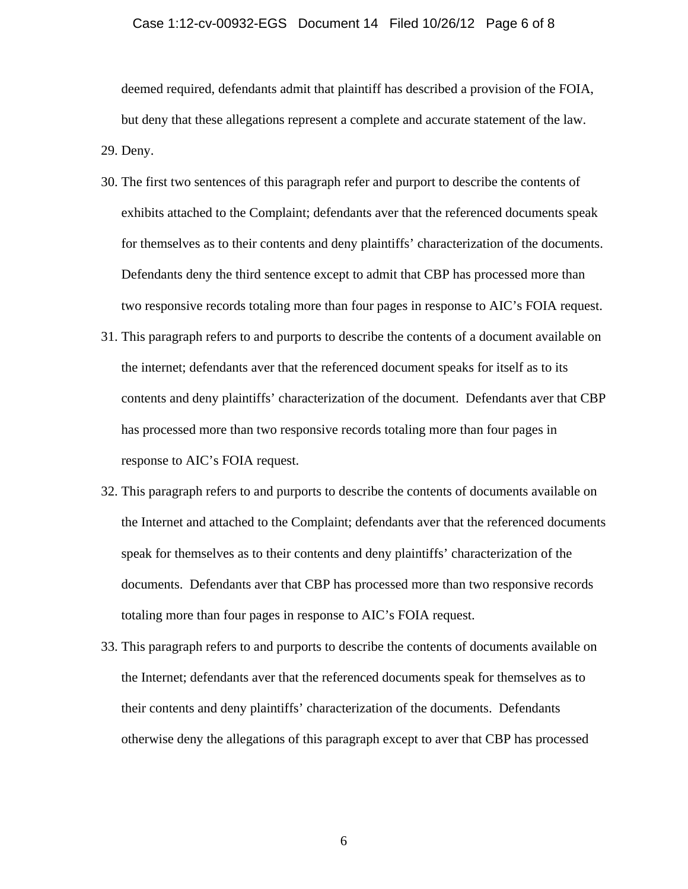deemed required, defendants admit that plaintiff has described a provision of the FOIA, but deny that these allegations represent a complete and accurate statement of the law.

29. Deny.

30. The first two sentences of this paragraph refer and purport to describe the contents of exhibits attached to the Complaint; defendants aver that the referenced documents speak for themselves as to their contents and deny plaintiffs' characterization of the documents. Defendants deny the third sentence except to admit that CBP has processed more than two responsive records totaling more than four pages in response to AIC's FOIA request.

31. This paragraph refers to and purports to describe the contents of a document available on the internet; defendants aver that the referenced document speaks for itself as to its contents and deny plaintiffs' characterization of the document. Defendants aver that CBP has processed more than two responsive records totaling more than four pages in response to AIC's FOIA request.

32. This paragraph refers to and purports to describe the contents of documents available on the Internet and attached to the Complaint; defendants aver that the referenced documents speak for themselves as to their contents and deny plaintiffs' characterization of the documents. Defendants aver that CBP has processed more than two responsive records totaling more than four pages in response to AIC's FOIA request.

33. This paragraph refers to and purports to describe the contents of documents available on the Internet; defendants aver that the referenced documents speak for themselves as to their contents and deny plaintiffs' characterization of the documents. Defendants otherwise deny the allegations of this paragraph except to aver that CBP has processed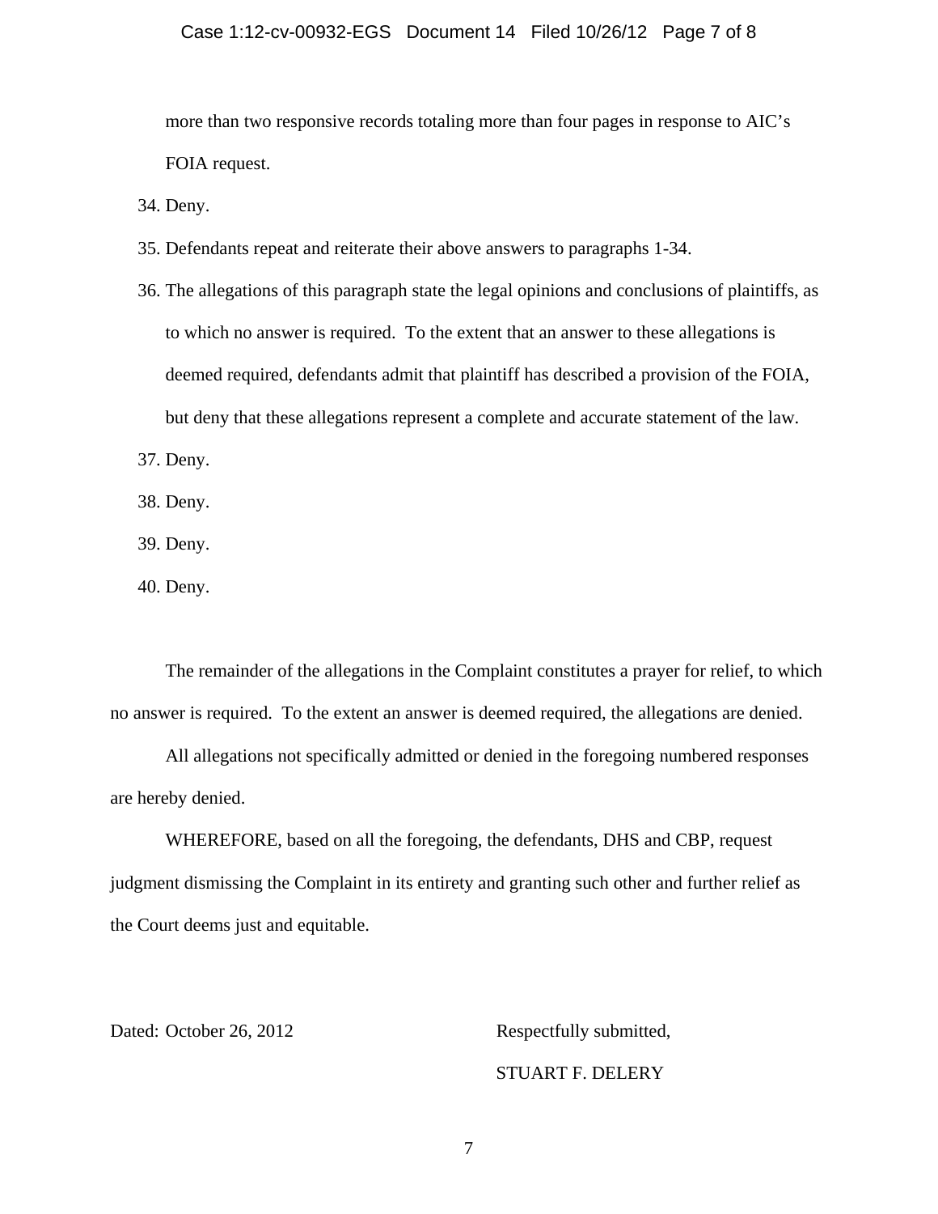more than two responsive records totaling more than four pages in response to AIC's FOIA request.

34. Deny.
35. Defendants repeat and reiterate their above answers to paragraphs 1-34.
36. The allegations of this paragraph state the legal opinions and conclusions of plaintiffs, as to which no answer is required. To the extent that an answer to these allegations is deemed required, defendants admit that plaintiff has described a provision of the FOIA, but deny that these allegations represent a complete and accurate statement of the law.
37. Deny.
38. Deny.
39. Deny.
40. Deny.

The remainder of the allegations in the Complaint constitutes a prayer for relief, to which no answer is required. To the extent an answer is deemed required, the allegations are denied.

All allegations not specifically admitted or denied in the foregoing numbered responses are hereby denied.

WHEREFORE, based on all the foregoing, the defendants, DHS and CBP, request judgment dismissing the Complaint in its entirety and granting such other and further relief as the Court deems just and equitable.

Dated: October 26, 2012

Respectfully submitted,

STUART F. DELERY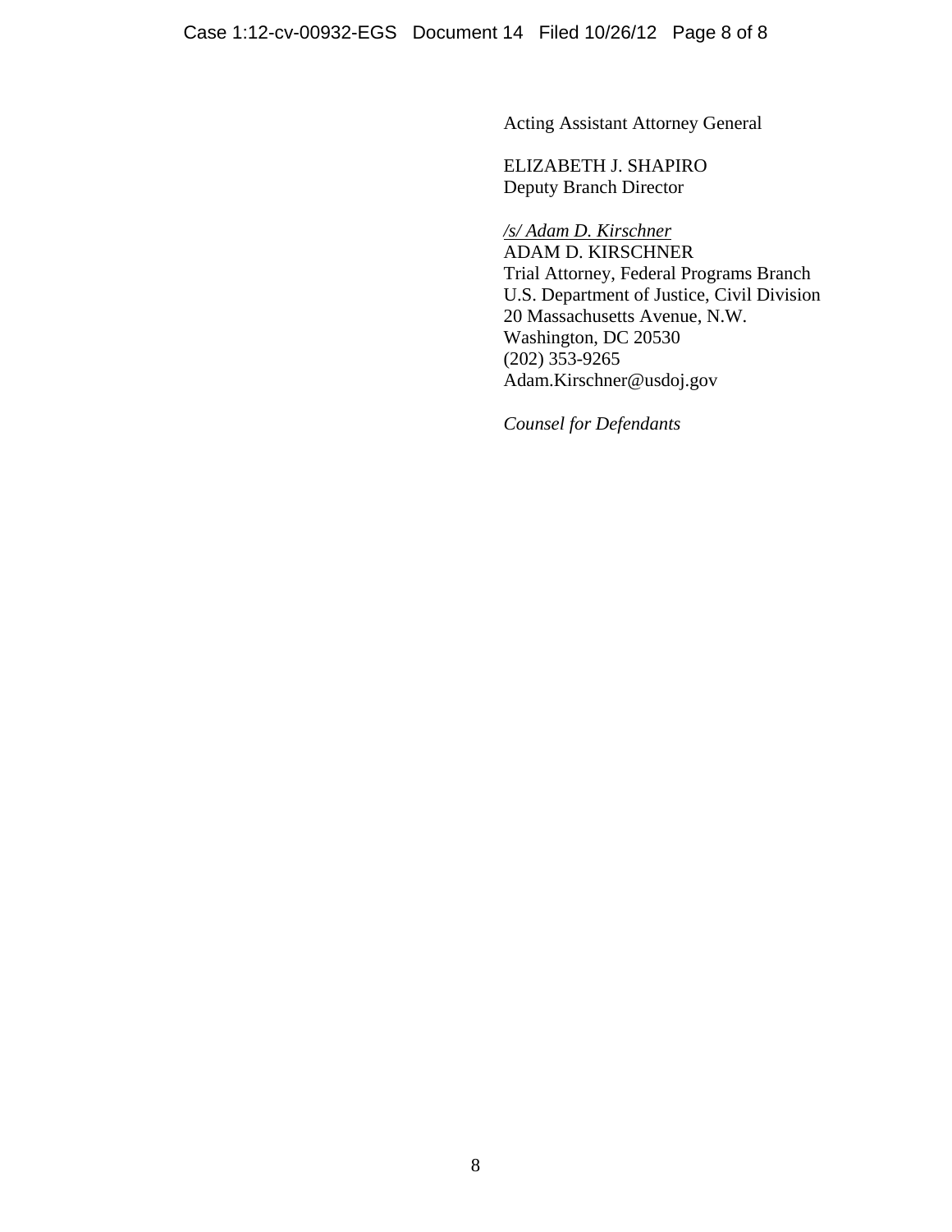Acting Assistant Attorney General

ELIZABETH J. SHAPIRO
Deputy Branch Director

*/s/ Adam D. Kirschner*
ADAM D. KIRSCHNER
Trial Attorney, Federal Programs Branch
U.S. Department of Justice, Civil Division
20 Massachusetts Avenue, N.W.
Washington, DC 20530
(202) 353-9265
Adam.Kirschner@usdoj.gov

*Counsel for Defendants*